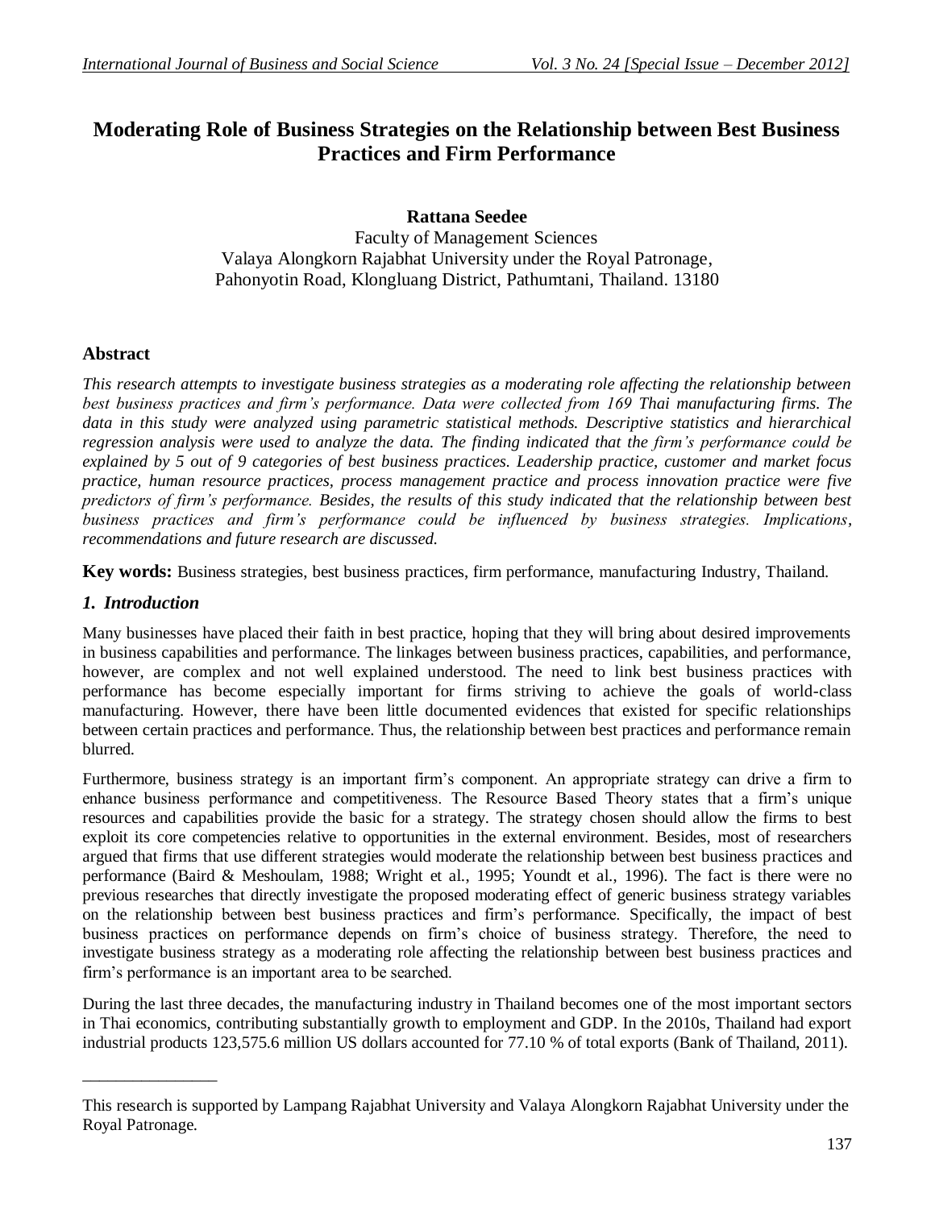# Moderating Role of Business Strategies on the Relationship between Best Business Practices and Firm Performance

**Rattana Seedee**
Faculty of Management Sciences
Valaya Alongkorn Rajabhat University under the Royal Patronage,
Pahonyotin Road, Klongluang District, Pathumtani, Thailand. 13180

## Abstract

*This research attempts to investigate business strategies as a moderating role affecting the relationship between best business practices and firm's performance. Data were collected from 169 Thai manufacturing firms. The data in this study were analyzed using parametric statistical methods. Descriptive statistics and hierarchical regression analysis were used to analyze the data. The finding indicated that the firm's performance could be explained by 5 out of 9 categories of best business practices. Leadership practice, customer and market focus practice, human resource practices, process management practice and process innovation practice were five predictors of firm's performance. Besides, the results of this study indicated that the relationship between best business practices and firm's performance could be influenced by business strategies. Implications, recommendations and future research are discussed.*

**Key words:** Business strategies, best business practices, firm performance, manufacturing Industry, Thailand.

## *1. Introduction*

Many businesses have placed their faith in best practice, hoping that they will bring about desired improvements in business capabilities and performance. The linkages between business practices, capabilities, and performance, however, are complex and not well explained understood. The need to link best business practices with performance has become especially important for firms striving to achieve the goals of world-class manufacturing. However, there have been little documented evidences that existed for specific relationships between certain practices and performance. Thus, the relationship between best practices and performance remain blurred.

Furthermore, business strategy is an important firm's component. An appropriate strategy can drive a firm to enhance business performance and competitiveness. The Resource Based Theory states that a firm's unique resources and capabilities provide the basic for a strategy. The strategy chosen should allow the firms to best exploit its core competencies relative to opportunities in the external environment. Besides, most of researchers argued that firms that use different strategies would moderate the relationship between best business practices and performance (Baird & Meshoulam, 1988; Wright et al., 1995; Youndt et al., 1996). The fact is there were no previous researches that directly investigate the proposed moderating effect of generic business strategy variables on the relationship between best business practices and firm's performance. Specifically, the impact of best business practices on performance depends on firm's choice of business strategy. Therefore, the need to investigate business strategy as a moderating role affecting the relationship between best business practices and firm's performance is an important area to be searched.

During the last three decades, the manufacturing industry in Thailand becomes one of the most important sectors in Thai economics, contributing substantially growth to employment and GDP. In the 2010s, Thailand had export industrial products 123,575.6 million US dollars accounted for 77.10 % of total exports (Bank of Thailand, 2011).

---

This research is supported by Lampang Rajabhat University and Valaya Alongkorn Rajabhat University under the Royal Patronage.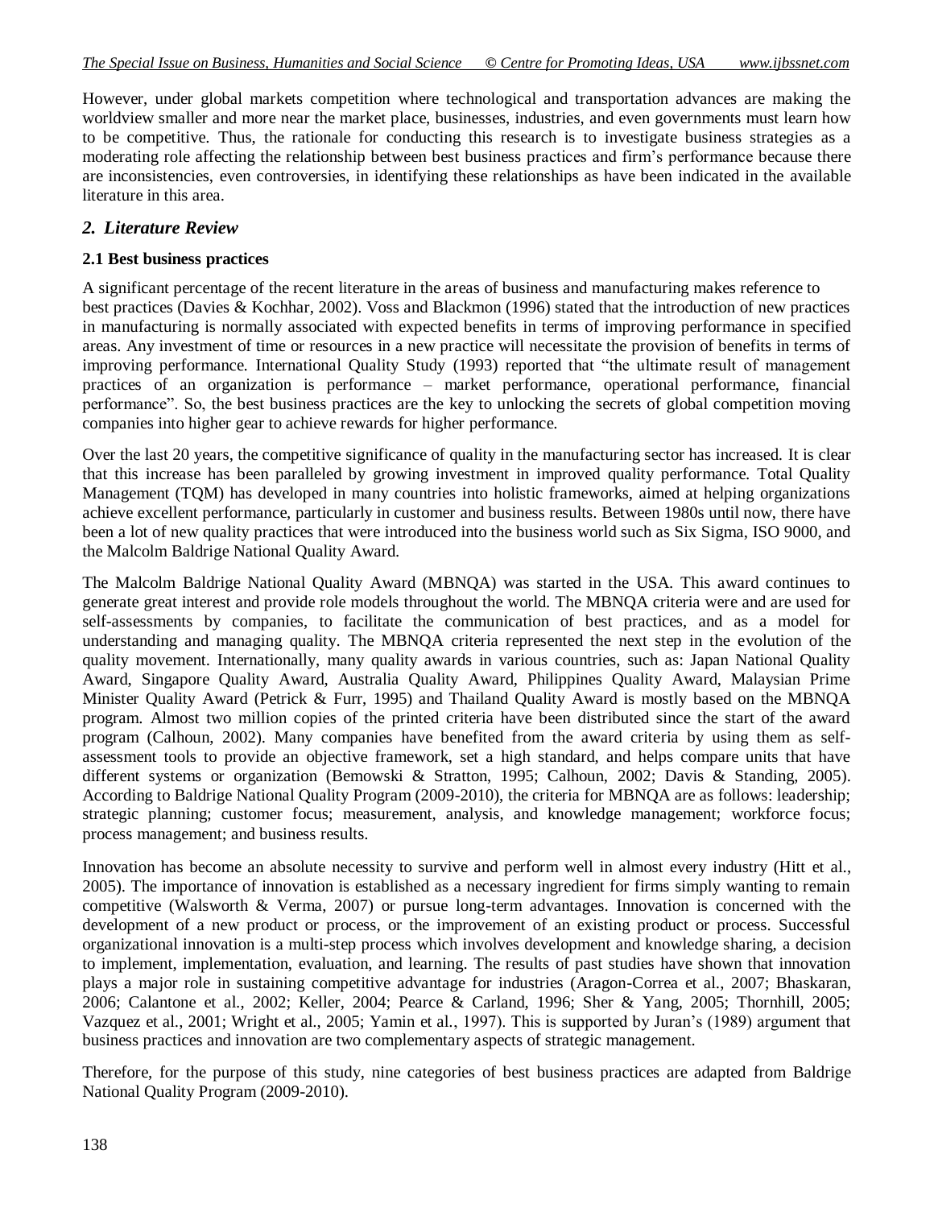However, under global markets competition where technological and transportation advances are making the worldview smaller and more near the market place, businesses, industries, and even governments must learn how to be competitive. Thus, the rationale for conducting this research is to investigate business strategies as a moderating role affecting the relationship between best business practices and firm's performance because there are inconsistencies, even controversies, in identifying these relationships as have been indicated in the available literature in this area.

## *2. Literature Review*

### 2.1 Best business practices

A significant percentage of the recent literature in the areas of business and manufacturing makes reference to best practices (Davies & Kochhar, 2002). Voss and Blackmon (1996) stated that the introduction of new practices in manufacturing is normally associated with expected benefits in terms of improving performance in specified areas. Any investment of time or resources in a new practice will necessitate the provision of benefits in terms of improving performance. International Quality Study (1993) reported that "the ultimate result of management practices of an organization is performance – market performance, operational performance, financial performance". So, the best business practices are the key to unlocking the secrets of global competition moving companies into higher gear to achieve rewards for higher performance.

Over the last 20 years, the competitive significance of quality in the manufacturing sector has increased. It is clear that this increase has been paralleled by growing investment in improved quality performance. Total Quality Management (TQM) has developed in many countries into holistic frameworks, aimed at helping organizations achieve excellent performance, particularly in customer and business results. Between 1980s until now, there have been a lot of new quality practices that were introduced into the business world such as Six Sigma, ISO 9000, and the Malcolm Baldrige National Quality Award.

The Malcolm Baldrige National Quality Award (MBNQA) was started in the USA. This award continues to generate great interest and provide role models throughout the world. The MBNQA criteria were and are used for self-assessments by companies, to facilitate the communication of best practices, and as a model for understanding and managing quality. The MBNQA criteria represented the next step in the evolution of the quality movement. Internationally, many quality awards in various countries, such as: Japan National Quality Award, Singapore Quality Award, Australia Quality Award, Philippines Quality Award, Malaysian Prime Minister Quality Award (Petrick & Furr, 1995) and Thailand Quality Award is mostly based on the MBNQA program. Almost two million copies of the printed criteria have been distributed since the start of the award program (Calhoun, 2002). Many companies have benefited from the award criteria by using them as self-assessment tools to provide an objective framework, set a high standard, and helps compare units that have different systems or organization (Bemowski & Stratton, 1995; Calhoun, 2002; Davis & Standing, 2005). According to Baldrige National Quality Program (2009-2010), the criteria for MBNQA are as follows: leadership; strategic planning; customer focus; measurement, analysis, and knowledge management; workforce focus; process management; and business results.

Innovation has become an absolute necessity to survive and perform well in almost every industry (Hitt et al., 2005). The importance of innovation is established as a necessary ingredient for firms simply wanting to remain competitive (Walsworth & Verma, 2007) or pursue long-term advantages. Innovation is concerned with the development of a new product or process, or the improvement of an existing product or process. Successful organizational innovation is a multi-step process which involves development and knowledge sharing, a decision to implement, implementation, evaluation, and learning. The results of past studies have shown that innovation plays a major role in sustaining competitive advantage for industries (Aragon-Correa et al., 2007; Bhaskaran, 2006; Calantone et al., 2002; Keller, 2004; Pearce & Carland, 1996; Sher & Yang, 2005; Thornhill, 2005; Vazquez et al., 2001; Wright et al., 2005; Yamin et al., 1997). This is supported by Juran's (1989) argument that business practices and innovation are two complementary aspects of strategic management.

Therefore, for the purpose of this study, nine categories of best business practices are adapted from Baldrige National Quality Program (2009-2010).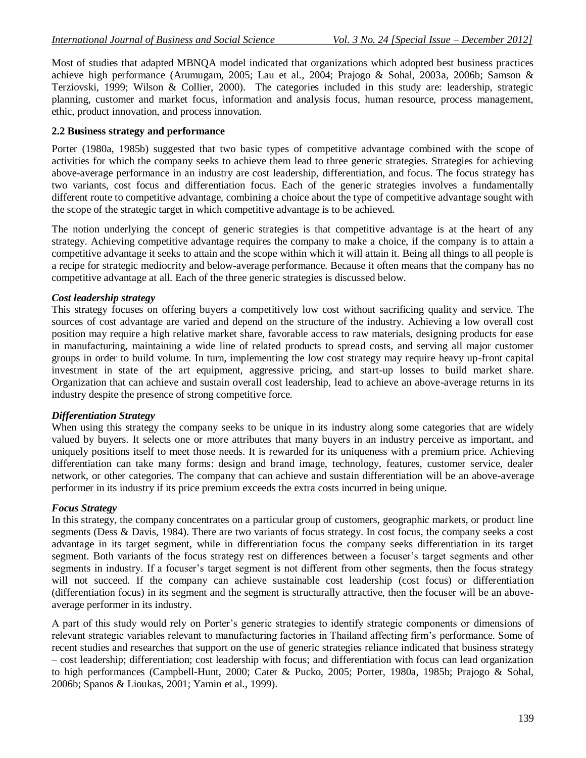Most of studies that adapted MBNQA model indicated that organizations which adopted best business practices achieve high performance (Arumugam, 2005; Lau et al., 2004; Prajogo & Sohal, 2003a, 2006b; Samson & Terziovski, 1999; Wilson & Collier, 2000). The categories included in this study are: leadership, strategic planning, customer and market focus, information and analysis focus, human resource, process management, ethic, product innovation, and process innovation.

### 2.2 Business strategy and performance

Porter (1980a, 1985b) suggested that two basic types of competitive advantage combined with the scope of activities for which the company seeks to achieve them lead to three generic strategies. Strategies for achieving above-average performance in an industry are cost leadership, differentiation, and focus. The focus strategy has two variants, cost focus and differentiation focus. Each of the generic strategies involves a fundamentally different route to competitive advantage, combining a choice about the type of competitive advantage sought with the scope of the strategic target in which competitive advantage is to be achieved.

The notion underlying the concept of generic strategies is that competitive advantage is at the heart of any strategy. Achieving competitive advantage requires the company to make a choice, if the company is to attain a competitive advantage it seeks to attain and the scope within which it will attain it. Being all things to all people is a recipe for strategic mediocrity and below-average performance. Because it often means that the company has no competitive advantage at all. Each of the three generic strategies is discussed below.

#### *Cost leadership strategy*

This strategy focuses on offering buyers a competitively low cost without sacrificing quality and service. The sources of cost advantage are varied and depend on the structure of the industry. Achieving a low overall cost position may require a high relative market share, favorable access to raw materials, designing products for ease in manufacturing, maintaining a wide line of related products to spread costs, and serving all major customer groups in order to build volume. In turn, implementing the low cost strategy may require heavy up-front capital investment in state of the art equipment, aggressive pricing, and start-up losses to build market share. Organization that can achieve and sustain overall cost leadership, lead to achieve an above-average returns in its industry despite the presence of strong competitive force.

#### *Differentiation Strategy*

When using this strategy the company seeks to be unique in its industry along some categories that are widely valued by buyers. It selects one or more attributes that many buyers in an industry perceive as important, and uniquely positions itself to meet those needs. It is rewarded for its uniqueness with a premium price. Achieving differentiation can take many forms: design and brand image, technology, features, customer service, dealer network, or other categories. The company that can achieve and sustain differentiation will be an above-average performer in its industry if its price premium exceeds the extra costs incurred in being unique.

#### *Focus Strategy*

In this strategy, the company concentrates on a particular group of customers, geographic markets, or product line segments (Dess & Davis, 1984). There are two variants of focus strategy. In cost focus, the company seeks a cost advantage in its target segment, while in differentiation focus the company seeks differentiation in its target segment. Both variants of the focus strategy rest on differences between a focuser's target segments and other segments in industry. If a focuser's target segment is not different from other segments, then the focus strategy will not succeed. If the company can achieve sustainable cost leadership (cost focus) or differentiation (differentiation focus) in its segment and the segment is structurally attractive, then the focuser will be an above-average performer in its industry.

A part of this study would rely on Porter's generic strategies to identify strategic components or dimensions of relevant strategic variables relevant to manufacturing factories in Thailand affecting firm's performance. Some of recent studies and researches that support on the use of generic strategies reliance indicated that business strategy – cost leadership; differentiation; cost leadership with focus; and differentiation with focus can lead organization to high performances (Campbell-Hunt, 2000; Cater & Pucko, 2005; Porter, 1980a, 1985b; Prajogo & Sohal, 2006b; Spanos & Lioukas, 2001; Yamin et al., 1999).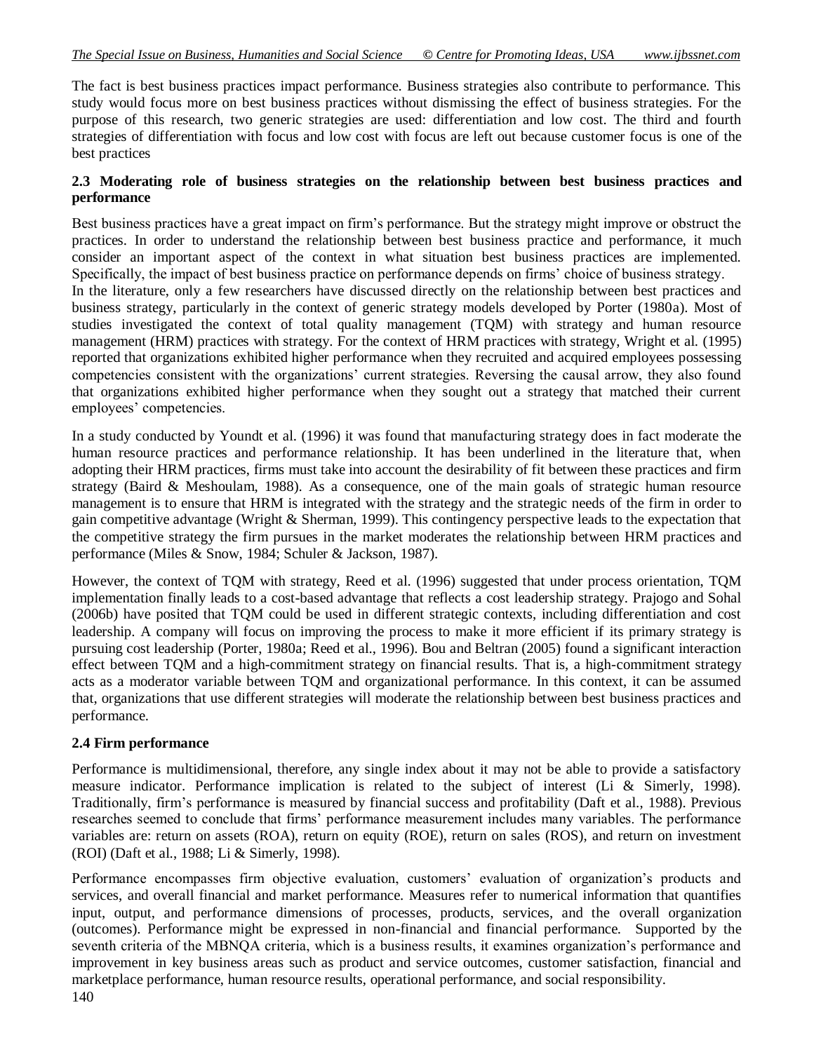The fact is best business practices impact performance. Business strategies also contribute to performance. This study would focus more on best business practices without dismissing the effect of business strategies. For the purpose of this research, two generic strategies are used: differentiation and low cost. The third and fourth strategies of differentiation with focus and low cost with focus are left out because customer focus is one of the best practices

### 2.3 Moderating role of business strategies on the relationship between best business practices and performance

Best business practices have a great impact on firm's performance. But the strategy might improve or obstruct the practices. In order to understand the relationship between best business practice and performance, it much consider an important aspect of the context in what situation best business practices are implemented. Specifically, the impact of best business practice on performance depends on firms' choice of business strategy.

In the literature, only a few researchers have discussed directly on the relationship between best practices and business strategy, particularly in the context of generic strategy models developed by Porter (1980a). Most of studies investigated the context of total quality management (TQM) with strategy and human resource management (HRM) practices with strategy. For the context of HRM practices with strategy, Wright et al. (1995) reported that organizations exhibited higher performance when they recruited and acquired employees possessing competencies consistent with the organizations' current strategies. Reversing the causal arrow, they also found that organizations exhibited higher performance when they sought out a strategy that matched their current employees' competencies.

In a study conducted by Youndt et al. (1996) it was found that manufacturing strategy does in fact moderate the human resource practices and performance relationship. It has been underlined in the literature that, when adopting their HRM practices, firms must take into account the desirability of fit between these practices and firm strategy (Baird & Meshoulam, 1988). As a consequence, one of the main goals of strategic human resource management is to ensure that HRM is integrated with the strategy and the strategic needs of the firm in order to gain competitive advantage (Wright & Sherman, 1999). This contingency perspective leads to the expectation that the competitive strategy the firm pursues in the market moderates the relationship between HRM practices and performance (Miles & Snow, 1984; Schuler & Jackson, 1987).

However, the context of TQM with strategy, Reed et al. (1996) suggested that under process orientation, TQM implementation finally leads to a cost-based advantage that reflects a cost leadership strategy. Prajogo and Sohal (2006b) have posited that TQM could be used in different strategic contexts, including differentiation and cost leadership. A company will focus on improving the process to make it more efficient if its primary strategy is pursuing cost leadership (Porter, 1980a; Reed et al., 1996). Bou and Beltran (2005) found a significant interaction effect between TQM and a high-commitment strategy on financial results. That is, a high-commitment strategy acts as a moderator variable between TQM and organizational performance. In this context, it can be assumed that, organizations that use different strategies will moderate the relationship between best business practices and performance.

### 2.4 Firm performance

Performance is multidimensional, therefore, any single index about it may not be able to provide a satisfactory measure indicator. Performance implication is related to the subject of interest (Li & Simerly, 1998). Traditionally, firm's performance is measured by financial success and profitability (Daft et al., 1988). Previous researches seemed to conclude that firms' performance measurement includes many variables. The performance variables are: return on assets (ROA), return on equity (ROE), return on sales (ROS), and return on investment (ROI) (Daft et al., 1988; Li & Simerly, 1998).

Performance encompasses firm objective evaluation, customers' evaluation of organization's products and services, and overall financial and market performance. Measures refer to numerical information that quantifies input, output, and performance dimensions of processes, products, services, and the overall organization (outcomes). Performance might be expressed in non-financial and financial performance. Supported by the seventh criteria of the MBNQA criteria, which is a business results, it examines organization's performance and improvement in key business areas such as product and service outcomes, customer satisfaction, financial and marketplace performance, human resource results, operational performance, and social responsibility.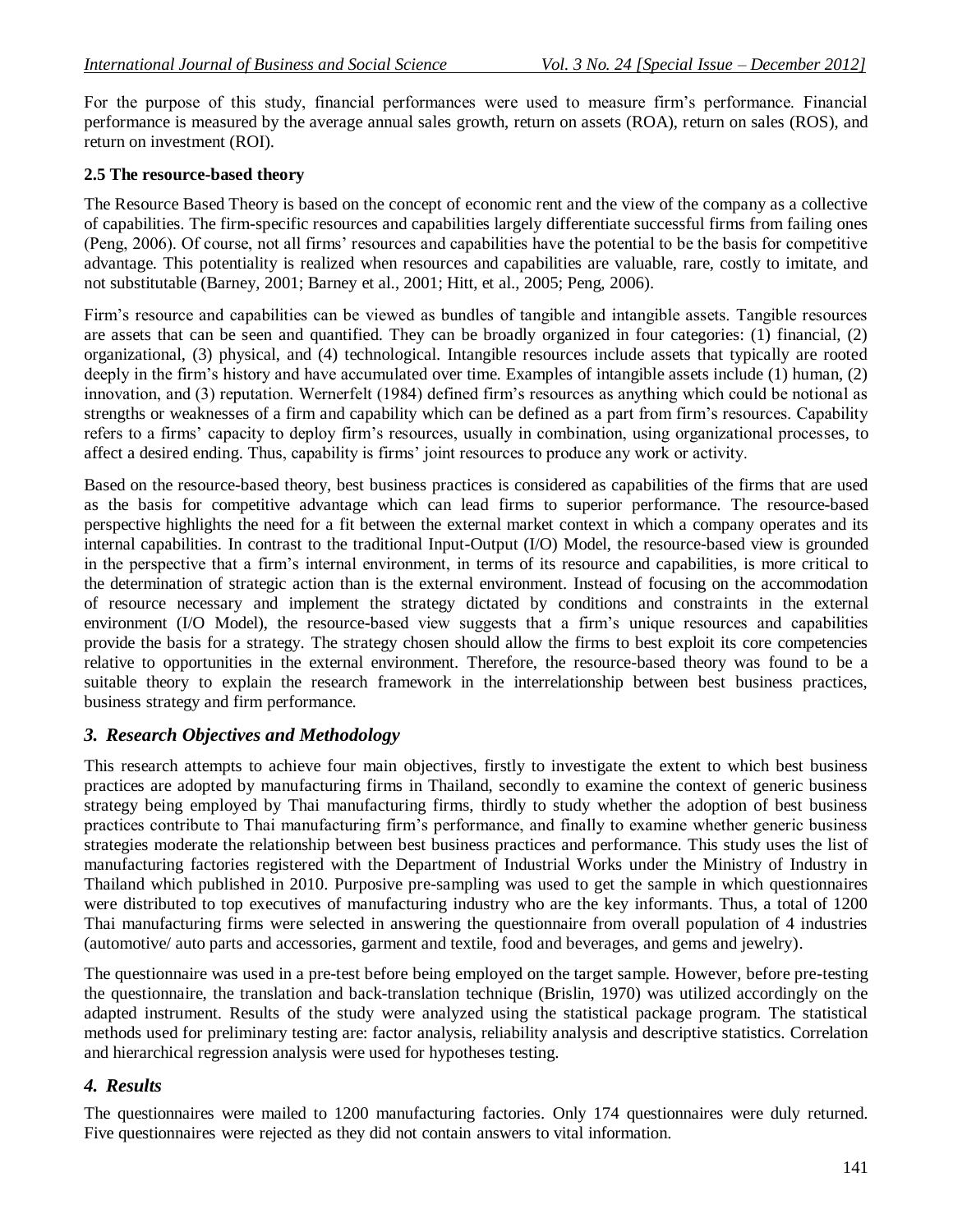For the purpose of this study, financial performances were used to measure firm's performance. Financial performance is measured by the average annual sales growth, return on assets (ROA), return on sales (ROS), and return on investment (ROI).

### 2.5 The resource-based theory

The Resource Based Theory is based on the concept of economic rent and the view of the company as a collective of capabilities. The firm-specific resources and capabilities largely differentiate successful firms from failing ones (Peng, 2006). Of course, not all firms' resources and capabilities have the potential to be the basis for competitive advantage. This potentiality is realized when resources and capabilities are valuable, rare, costly to imitate, and not substitutable (Barney, 2001; Barney et al., 2001; Hitt, et al., 2005; Peng, 2006).

Firm's resource and capabilities can be viewed as bundles of tangible and intangible assets. Tangible resources are assets that can be seen and quantified. They can be broadly organized in four categories: (1) financial, (2) organizational, (3) physical, and (4) technological. Intangible resources include assets that typically are rooted deeply in the firm's history and have accumulated over time. Examples of intangible assets include (1) human, (2) innovation, and (3) reputation. Wernerfelt (1984) defined firm's resources as anything which could be notional as strengths or weaknesses of a firm and capability which can be defined as a part from firm's resources. Capability refers to a firms' capacity to deploy firm's resources, usually in combination, using organizational processes, to affect a desired ending. Thus, capability is firms' joint resources to produce any work or activity.

Based on the resource-based theory, best business practices is considered as capabilities of the firms that are used as the basis for competitive advantage which can lead firms to superior performance. The resource-based perspective highlights the need for a fit between the external market context in which a company operates and its internal capabilities. In contrast to the traditional Input-Output (I/O) Model, the resource-based view is grounded in the perspective that a firm's internal environment, in terms of its resource and capabilities, is more critical to the determination of strategic action than is the external environment. Instead of focusing on the accommodation of resource necessary and implement the strategy dictated by conditions and constraints in the external environment (I/O Model), the resource-based view suggests that a firm's unique resources and capabilities provide the basis for a strategy. The strategy chosen should allow the firms to best exploit its core competencies relative to opportunities in the external environment. Therefore, the resource-based theory was found to be a suitable theory to explain the research framework in the interrelationship between best business practices, business strategy and firm performance.

## *3. Research Objectives and Methodology*

This research attempts to achieve four main objectives, firstly to investigate the extent to which best business practices are adopted by manufacturing firms in Thailand, secondly to examine the context of generic business strategy being employed by Thai manufacturing firms, thirdly to study whether the adoption of best business practices contribute to Thai manufacturing firm's performance, and finally to examine whether generic business strategies moderate the relationship between best business practices and performance. This study uses the list of manufacturing factories registered with the Department of Industrial Works under the Ministry of Industry in Thailand which published in 2010. Purposive pre-sampling was used to get the sample in which questionnaires were distributed to top executives of manufacturing industry who are the key informants. Thus, a total of 1200 Thai manufacturing firms were selected in answering the questionnaire from overall population of 4 industries (automotive/ auto parts and accessories, garment and textile, food and beverages, and gems and jewelry).

The questionnaire was used in a pre-test before being employed on the target sample. However, before pre-testing the questionnaire, the translation and back-translation technique (Brislin, 1970) was utilized accordingly on the adapted instrument. Results of the study were analyzed using the statistical package program. The statistical methods used for preliminary testing are: factor analysis, reliability analysis and descriptive statistics. Correlation and hierarchical regression analysis were used for hypotheses testing.

## *4. Results*

The questionnaires were mailed to 1200 manufacturing factories. Only 174 questionnaires were duly returned. Five questionnaires were rejected as they did not contain answers to vital information.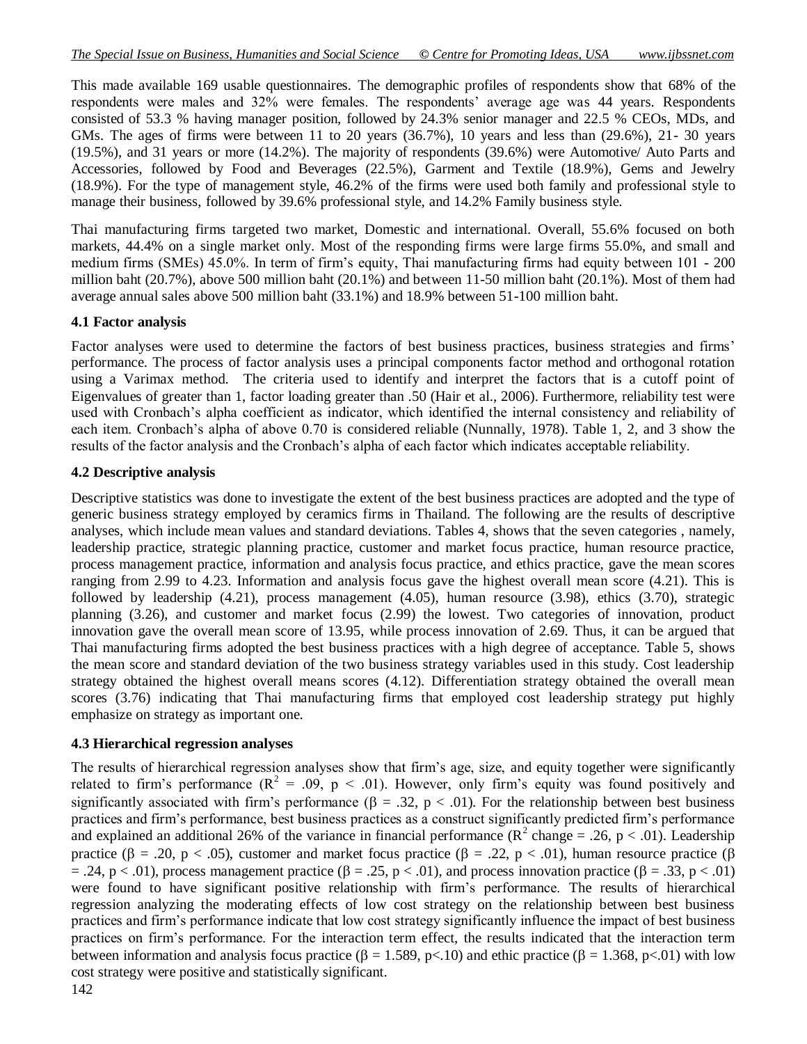This made available 169 usable questionnaires. The demographic profiles of respondents show that 68% of the respondents were males and 32% were females. The respondents' average age was 44 years. Respondents consisted of 53.3 % having manager position, followed by 24.3% senior manager and 22.5 % CEOs, MDs, and GMs. The ages of firms were between 11 to 20 years (36.7%), 10 years and less than (29.6%), 21- 30 years (19.5%), and 31 years or more (14.2%). The majority of respondents (39.6%) were Automotive/ Auto Parts and Accessories, followed by Food and Beverages (22.5%), Garment and Textile (18.9%), Gems and Jewelry (18.9%). For the type of management style, 46.2% of the firms were used both family and professional style to manage their business, followed by 39.6% professional style, and 14.2% Family business style.

Thai manufacturing firms targeted two market, Domestic and international. Overall, 55.6% focused on both markets, 44.4% on a single market only. Most of the responding firms were large firms 55.0%, and small and medium firms (SMEs) 45.0%. In term of firm's equity, Thai manufacturing firms had equity between 101 - 200 million baht (20.7%), above 500 million baht (20.1%) and between 11-50 million baht (20.1%). Most of them had average annual sales above 500 million baht (33.1%) and 18.9% between 51-100 million baht.

### 4.1 Factor analysis

Factor analyses were used to determine the factors of best business practices, business strategies and firms' performance. The process of factor analysis uses a principal components factor method and orthogonal rotation using a Varimax method. The criteria used to identify and interpret the factors that is a cutoff point of Eigenvalues of greater than 1, factor loading greater than .50 (Hair et al., 2006). Furthermore, reliability test were used with Cronbach's alpha coefficient as indicator, which identified the internal consistency and reliability of each item. Cronbach's alpha of above 0.70 is considered reliable (Nunnally, 1978). Table 1, 2, and 3 show the results of the factor analysis and the Cronbach's alpha of each factor which indicates acceptable reliability.

### 4.2 Descriptive analysis

Descriptive statistics was done to investigate the extent of the best business practices are adopted and the type of generic business strategy employed by ceramics firms in Thailand. The following are the results of descriptive analyses, which include mean values and standard deviations. Tables 4, shows that the seven categories , namely, leadership practice, strategic planning practice, customer and market focus practice, human resource practice, process management practice, information and analysis focus practice, and ethics practice, gave the mean scores ranging from 2.99 to 4.23. Information and analysis focus gave the highest overall mean score (4.21). This is followed by leadership (4.21), process management (4.05), human resource (3.98), ethics (3.70), strategic planning (3.26), and customer and market focus (2.99) the lowest. Two categories of innovation, product innovation gave the overall mean score of 13.95, while process innovation of 2.69. Thus, it can be argued that Thai manufacturing firms adopted the best business practices with a high degree of acceptance. Table 5, shows the mean score and standard deviation of the two business strategy variables used in this study. Cost leadership strategy obtained the highest overall means scores (4.12). Differentiation strategy obtained the overall mean scores (3.76) indicating that Thai manufacturing firms that employed cost leadership strategy put highly emphasize on strategy as important one.

### 4.3 Hierarchical regression analyses

The results of hierarchical regression analyses show that firm's age, size, and equity together were significantly related to firm's performance ($R^2 = .09$, $p < .01$). However, only firm's equity was found positively and significantly associated with firm's performance ($\beta = .32$, $p < .01$). For the relationship between best business practices and firm's performance, best business practices as a construct significantly predicted firm's performance and explained an additional 26% of the variance in financial performance ($R^2$ change = .26, $p < .01$). Leadership practice ($\beta = .20$, $p < .05$), customer and market focus practice ($\beta = .22$, $p < .01$), human resource practice ($\beta = .24$, $p < .01$), process management practice ($\beta = .25$, $p < .01$), and process innovation practice ($\beta = .33$, $p < .01$) were found to have significant positive relationship with firm's performance. The results of hierarchical regression analyzing the moderating effects of low cost strategy on the relationship between best business practices and firm's performance indicate that low cost strategy significantly influence the impact of best business practices on firm's performance. For the interaction term effect, the results indicated that the interaction term between information and analysis focus practice ($\beta = 1.589$, $p<.10$) and ethic practice ($\beta = 1.368$, $p<.01$) with low cost strategy were positive and statistically significant.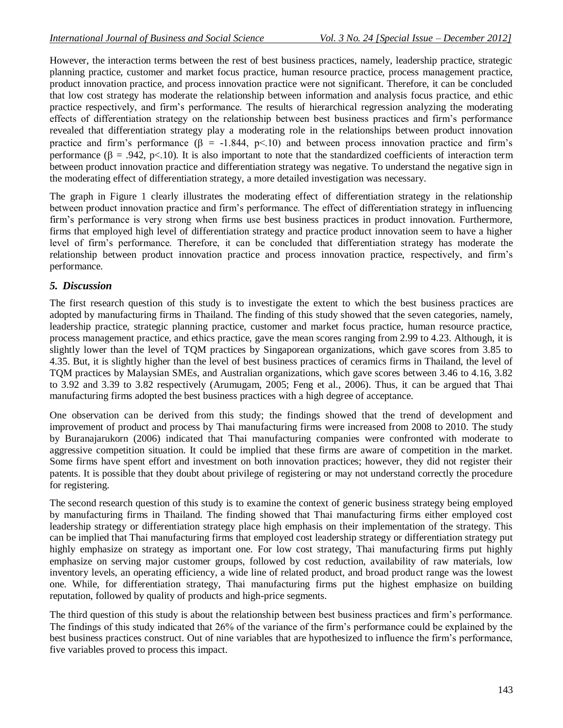However, the interaction terms between the rest of best business practices, namely, leadership practice, strategic planning practice, customer and market focus practice, human resource practice, process management practice, product innovation practice, and process innovation practice were not significant. Therefore, it can be concluded that low cost strategy has moderate the relationship between information and analysis focus practice, and ethic practice respectively, and firm's performance. The results of hierarchical regression analyzing the moderating effects of differentiation strategy on the relationship between best business practices and firm's performance revealed that differentiation strategy play a moderating role in the relationships between product innovation practice and firm's performance ($\beta$ = -1.844, $p<.10$) and between process innovation practice and firm's performance ($\beta$ = .942, $p<.10$). It is also important to note that the standardized coefficients of interaction term between product innovation practice and differentiation strategy was negative. To understand the negative sign in the moderating effect of differentiation strategy, a more detailed investigation was necessary.

The graph in Figure 1 clearly illustrates the moderating effect of differentiation strategy in the relationship between product innovation practice and firm's performance. The effect of differentiation strategy in influencing firm's performance is very strong when firms use best business practices in product innovation. Furthermore, firms that employed high level of differentiation strategy and practice product innovation seem to have a higher level of firm's performance. Therefore, it can be concluded that differentiation strategy has moderate the relationship between product innovation practice and process innovation practice, respectively, and firm's performance.

## *5. Discussion*

The first research question of this study is to investigate the extent to which the best business practices are adopted by manufacturing firms in Thailand. The finding of this study showed that the seven categories, namely, leadership practice, strategic planning practice, customer and market focus practice, human resource practice, process management practice, and ethics practice, gave the mean scores ranging from 2.99 to 4.23. Although, it is slightly lower than the level of TQM practices by Singaporean organizations, which gave scores from 3.85 to 4.35. But, it is slightly higher than the level of best business practices of ceramics firms in Thailand, the level of TQM practices by Malaysian SMEs, and Australian organizations, which gave scores between 3.46 to 4.16, 3.82 to 3.92 and 3.39 to 3.82 respectively (Arumugam, 2005; Feng et al., 2006). Thus, it can be argued that Thai manufacturing firms adopted the best business practices with a high degree of acceptance.

One observation can be derived from this study; the findings showed that the trend of development and improvement of product and process by Thai manufacturing firms were increased from 2008 to 2010. The study by Buranajarukorn (2006) indicated that Thai manufacturing companies were confronted with moderate to aggressive competition situation. It could be implied that these firms are aware of competition in the market. Some firms have spent effort and investment on both innovation practices; however, they did not register their patents. It is possible that they doubt about privilege of registering or may not understand correctly the procedure for registering.

The second research question of this study is to examine the context of generic business strategy being employed by manufacturing firms in Thailand. The finding showed that Thai manufacturing firms either employed cost leadership strategy or differentiation strategy place high emphasis on their implementation of the strategy. This can be implied that Thai manufacturing firms that employed cost leadership strategy or differentiation strategy put highly emphasize on strategy as important one. For low cost strategy, Thai manufacturing firms put highly emphasize on serving major customer groups, followed by cost reduction, availability of raw materials, low inventory levels, an operating efficiency, a wide line of related product, and broad product range was the lowest one. While, for differentiation strategy, Thai manufacturing firms put the highest emphasize on building reputation, followed by quality of products and high-price segments.

The third question of this study is about the relationship between best business practices and firm's performance. The findings of this study indicated that 26% of the variance of the firm's performance could be explained by the best business practices construct. Out of nine variables that are hypothesized to influence the firm's performance, five variables proved to process this impact.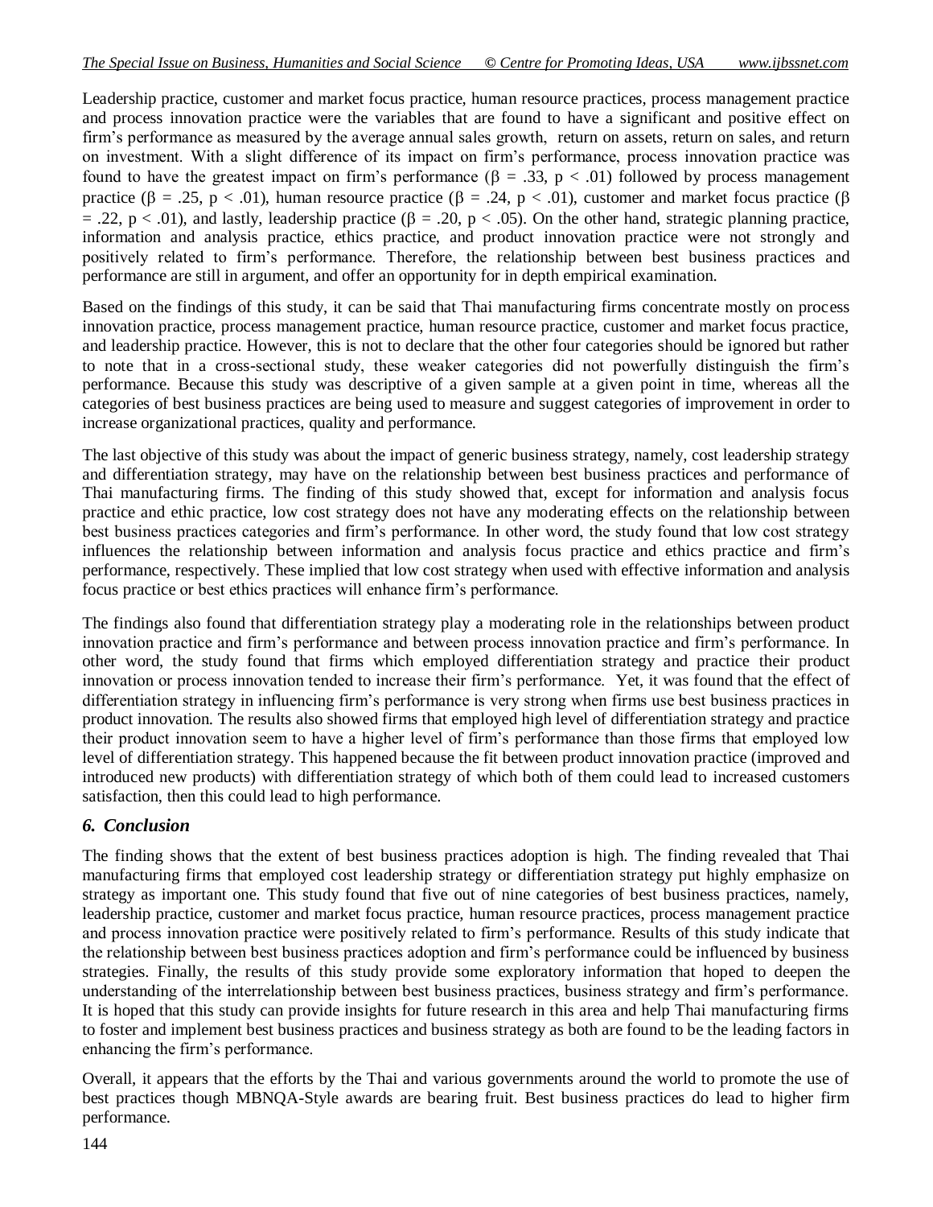Leadership practice, customer and market focus practice, human resource practices, process management practice and process innovation practice were the variables that are found to have a significant and positive effect on firm's performance as measured by the average annual sales growth, return on assets, return on sales, and return on investment. With a slight difference of its impact on firm's performance, process innovation practice was found to have the greatest impact on firm's performance ($\beta = .33$, $p < .01$) followed by process management practice ($\beta = .25$, $p < .01$), human resource practice ($\beta = .24$, $p < .01$), customer and market focus practice ($\beta = .22$, $p < .01$), and lastly, leadership practice ($\beta = .20$, $p < .05$). On the other hand, strategic planning practice, information and analysis practice, ethics practice, and product innovation practice were not strongly and positively related to firm's performance. Therefore, the relationship between best business practices and performance are still in argument, and offer an opportunity for in depth empirical examination.

Based on the findings of this study, it can be said that Thai manufacturing firms concentrate mostly on process innovation practice, process management practice, human resource practice, customer and market focus practice, and leadership practice. However, this is not to declare that the other four categories should be ignored but rather to note that in a cross-sectional study, these weaker categories did not powerfully distinguish the firm's performance. Because this study was descriptive of a given sample at a given point in time, whereas all the categories of best business practices are being used to measure and suggest categories of improvement in order to increase organizational practices, quality and performance.

The last objective of this study was about the impact of generic business strategy, namely, cost leadership strategy and differentiation strategy, may have on the relationship between best business practices and performance of Thai manufacturing firms. The finding of this study showed that, except for information and analysis focus practice and ethic practice, low cost strategy does not have any moderating effects on the relationship between best business practices categories and firm's performance. In other word, the study found that low cost strategy influences the relationship between information and analysis focus practice and ethics practice and firm's performance, respectively. These implied that low cost strategy when used with effective information and analysis focus practice or best ethics practices will enhance firm's performance.

The findings also found that differentiation strategy play a moderating role in the relationships between product innovation practice and firm's performance and between process innovation practice and firm's performance. In other word, the study found that firms which employed differentiation strategy and practice their product innovation or process innovation tended to increase their firm's performance. Yet, it was found that the effect of differentiation strategy in influencing firm's performance is very strong when firms use best business practices in product innovation. The results also showed firms that employed high level of differentiation strategy and practice their product innovation seem to have a higher level of firm's performance than those firms that employed low level of differentiation strategy. This happened because the fit between product innovation practice (improved and introduced new products) with differentiation strategy of which both of them could lead to increased customers satisfaction, then this could lead to high performance.

## *6. Conclusion*

The finding shows that the extent of best business practices adoption is high. The finding revealed that Thai manufacturing firms that employed cost leadership strategy or differentiation strategy put highly emphasize on strategy as important one. This study found that five out of nine categories of best business practices, namely, leadership practice, customer and market focus practice, human resource practices, process management practice and process innovation practice were positively related to firm's performance. Results of this study indicate that the relationship between best business practices adoption and firm's performance could be influenced by business strategies. Finally, the results of this study provide some exploratory information that hoped to deepen the understanding of the interrelationship between best business practices, business strategy and firm's performance. It is hoped that this study can provide insights for future research in this area and help Thai manufacturing firms to foster and implement best business practices and business strategy as both are found to be the leading factors in enhancing the firm's performance.

Overall, it appears that the efforts by the Thai and various governments around the world to promote the use of best practices though MBNQA-Style awards are bearing fruit. Best business practices do lead to higher firm performance.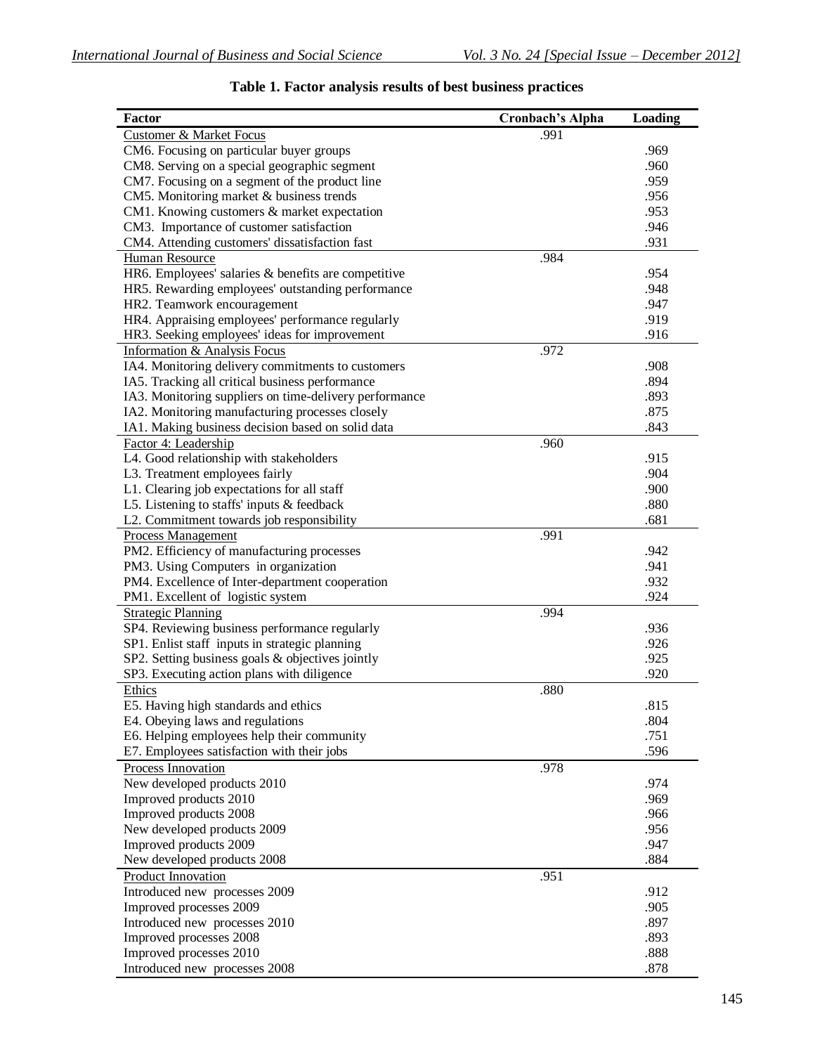**Table 1. Factor analysis results of best business practices**

| Factor | Cronbach's Alpha | Loading |
|---|---|---|
| Customer & Market Focus | .991 | |
| CM6. Focusing on particular buyer groups | | .969 |
| CM8. Serving on a special geographic segment | | .960 |
| CM7. Focusing on a segment of the product line | | .959 |
| CM5. Monitoring market & business trends | | .956 |
| CM1. Knowing customers & market expectation | | .953 |
| CM3. Importance of customer satisfaction | | .946 |
| CM4. Attending customers' dissatisfaction fast | | .931 |
| Human Resource | .984 | |
| HR6. Employees' salaries & benefits are competitive | | .954 |
| HR5. Rewarding employees' outstanding performance | | .948 |
| HR2. Teamwork encouragement | | .947 |
| HR4. Appraising employees' performance regularly | | .919 |
| HR3. Seeking employees' ideas for improvement | | .916 |
| Information & Analysis Focus | .972 | |
| IA4. Monitoring delivery commitments to customers | | .908 |
| IA5. Tracking all critical business performance | | .894 |
| IA3. Monitoring suppliers on time-delivery performance | | .893 |
| IA2. Monitoring manufacturing processes closely | | .875 |
| IA1. Making business decision based on solid data | | .843 |
| Factor 4: Leadership | .960 | |
| L4. Good relationship with stakeholders | | .915 |
| L3. Treatment employees fairly | | .904 |
| L1. Clearing job expectations for all staff | | .900 |
| L5. Listening to staffs' inputs & feedback | | .880 |
| L2. Commitment towards job responsibility | | .681 |
| Process Management | .991 | |
| PM2. Efficiency of manufacturing processes | | .942 |
| PM3. Using Computers in organization | | .941 |
| PM4. Excellence of Inter-department cooperation | | .932 |
| PM1. Excellent of logistic system | | .924 |
| Strategic Planning | .994 | |
| SP4. Reviewing business performance regularly | | .936 |
| SP1. Enlist staff inputs in strategic planning | | .926 |
| SP2. Setting business goals & objectives jointly | | .925 |
| SP3. Executing action plans with diligence | | .920 |
| Ethics | .880 | |
| E5. Having high standards and ethics | | .815 |
| E4. Obeying laws and regulations | | .804 |
| E6. Helping employees help their community | | .751 |
| E7. Employees satisfaction with their jobs | | .596 |
| Process Innovation | .978 | |
| New developed products 2010 | | .974 |
| Improved products 2010 | | .969 |
| Improved products 2008 | | .966 |
| New developed products 2009 | | .956 |
| Improved products 2009 | | .947 |
| New developed products 2008 | | .884 |
| Product Innovation | .951 | |
| Introduced new processes 2009 | | .912 |
| Improved processes 2009 | | .905 |
| Introduced new processes 2010 | | .897 |
| Improved processes 2008 | | .893 |
| Improved processes 2010 | | .888 |
| Introduced new processes 2008 | | .878 |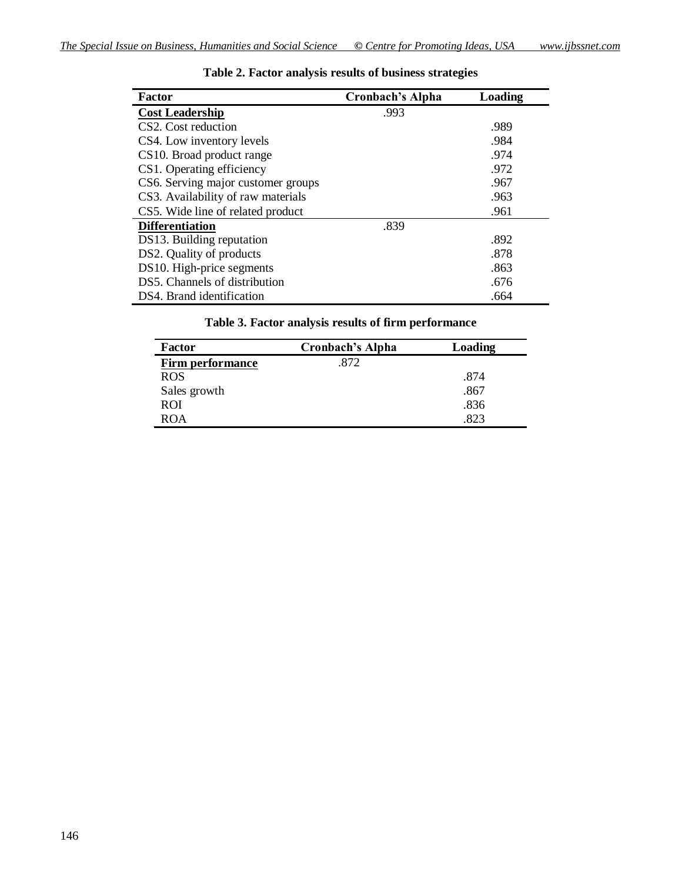**Table 2. Factor analysis results of business strategies**

| Factor | Cronbach's Alpha | Loading |
| --- | --- | --- |
| **Cost Leadership** | .993 | |
| CS2. Cost reduction | | .989 |
| CS4. Low inventory levels | | .984 |
| CS10. Broad product range | | .974 |
| CS1. Operating efficiency | | .972 |
| CS6. Serving major customer groups | | .967 |
| CS3. Availability of raw materials | | .963 |
| CS5. Wide line of related product | | .961 |
| **Differentiation** | .839 | |
| DS13. Building reputation | | .892 |
| DS2. Quality of products | | .878 |
| DS10. High-price segments | | .863 |
| DS5. Channels of distribution | | .676 |
| DS4. Brand identification | | .664 |

**Table 3. Factor analysis results of firm performance**

| Factor | Cronbach's Alpha | Loading |
| --- | --- | --- |
| **Firm performance** | .872 | |
| ROS | | .874 |
| Sales growth | | .867 |
| ROI | | .836 |
| ROA | | .823 |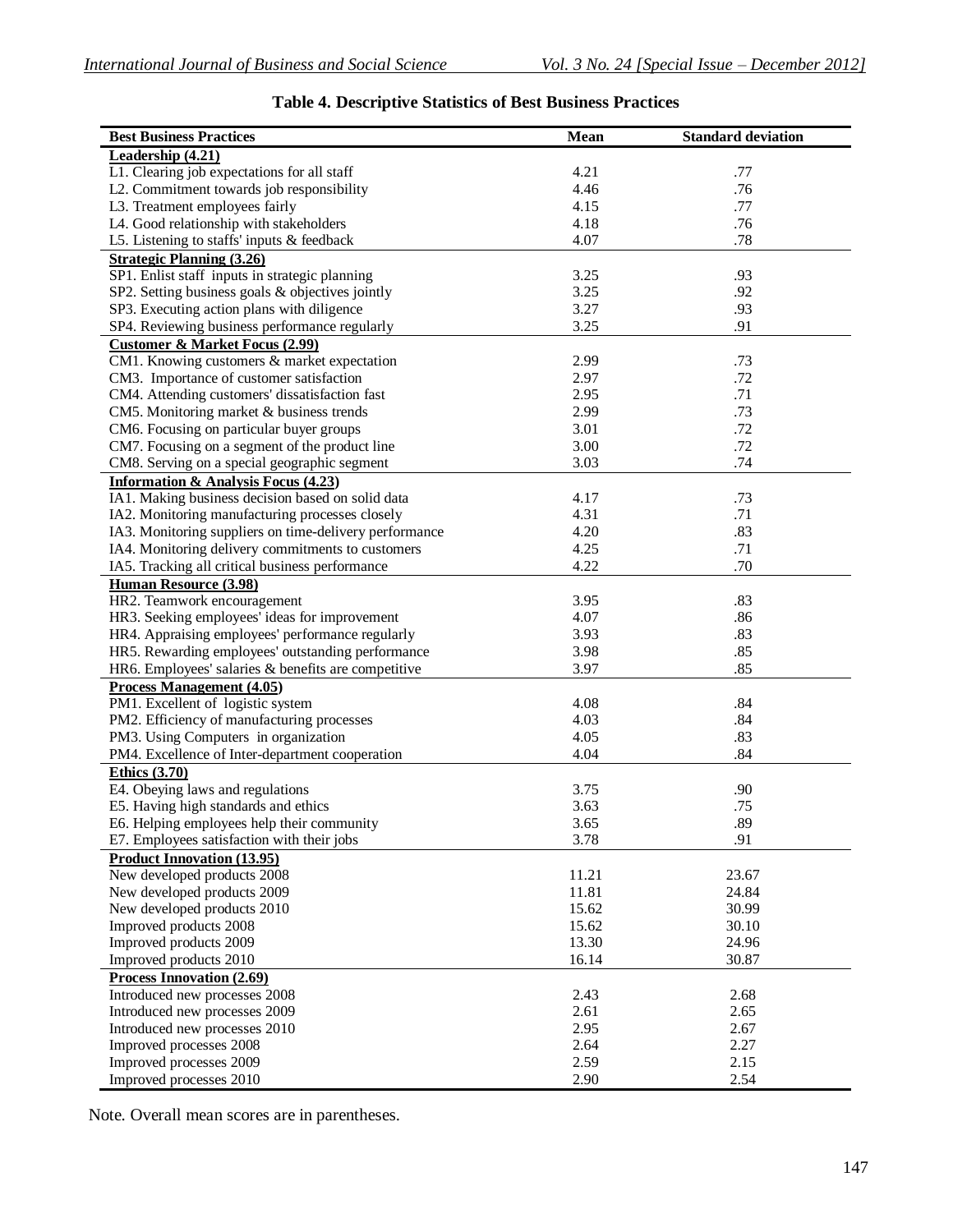**Table 4. Descriptive Statistics of Best Business Practices**

| Best Business Practices | Mean | Standard deviation |
|---|---|---|
| **Leadership (4.21)** | | |
| L1. Clearing job expectations for all staff | 4.21 | .77 |
| L2. Commitment towards job responsibility | 4.46 | .76 |
| L3. Treatment employees fairly | 4.15 | .77 |
| L4. Good relationship with stakeholders | 4.18 | .76 |
| L5. Listening to staffs' inputs & feedback | 4.07 | .78 |
| **Strategic Planning (3.26)** | | |
| SP1. Enlist staff inputs in strategic planning | 3.25 | .93 |
| SP2. Setting business goals & objectives jointly | 3.25 | .92 |
| SP3. Executing action plans with diligence | 3.27 | .93 |
| SP4. Reviewing business performance regularly | 3.25 | .91 |
| **Customer & Market Focus (2.99)** | | |
| CM1. Knowing customers & market expectation | 2.99 | .73 |
| CM3. Importance of customer satisfaction | 2.97 | .72 |
| CM4. Attending customers' dissatisfaction fast | 2.95 | .71 |
| CM5. Monitoring market & business trends | 2.99 | .73 |
| CM6. Focusing on particular buyer groups | 3.01 | .72 |
| CM7. Focusing on a segment of the product line | 3.00 | .72 |
| CM8. Serving on a special geographic segment | 3.03 | .74 |
| **Information & Analysis Focus (4.23)** | | |
| IA1. Making business decision based on solid data | 4.17 | .73 |
| IA2. Monitoring manufacturing processes closely | 4.31 | .71 |
| IA3. Monitoring suppliers on time-delivery performance | 4.20 | .83 |
| IA4. Monitoring delivery commitments to customers | 4.25 | .71 |
| IA5. Tracking all critical business performance | 4.22 | .70 |
| **Human Resource (3.98)** | | |
| HR2. Teamwork encouragement | 3.95 | .83 |
| HR3. Seeking employees' ideas for improvement | 4.07 | .86 |
| HR4. Appraising employees' performance regularly | 3.93 | .83 |
| HR5. Rewarding employees' outstanding performance | 3.98 | .85 |
| HR6. Employees' salaries & benefits are competitive | 3.97 | .85 |
| **Process Management (4.05)** | | |
| PM1. Excellent of logistic system | 4.08 | .84 |
| PM2. Efficiency of manufacturing processes | 4.03 | .84 |
| PM3. Using Computers in organization | 4.05 | .83 |
| PM4. Excellence of Inter-department cooperation | 4.04 | .84 |
| **Ethics (3.70)** | | |
| E4. Obeying laws and regulations | 3.75 | .90 |
| E5. Having high standards and ethics | 3.63 | .75 |
| E6. Helping employees help their community | 3.65 | .89 |
| E7. Employees satisfaction with their jobs | 3.78 | .91 |
| **Product Innovation (13.95)** | | |
| New developed products 2008 | 11.21 | 23.67 |
| New developed products 2009 | 11.81 | 24.84 |
| New developed products 2010 | 15.62 | 30.99 |
| Improved products 2008 | 15.62 | 30.10 |
| Improved products 2009 | 13.30 | 24.96 |
| Improved products 2010 | 16.14 | 30.87 |
| **Process Innovation (2.69)** | | |
| Introduced new processes 2008 | 2.43 | 2.68 |
| Introduced new processes 2009 | 2.61 | 2.65 |
| Introduced new processes 2010 | 2.95 | 2.67 |
| Improved processes 2008 | 2.64 | 2.27 |
| Improved processes 2009 | 2.59 | 2.15 |
| Improved processes 2010 | 2.90 | 2.54 |

Note. Overall mean scores are in parentheses.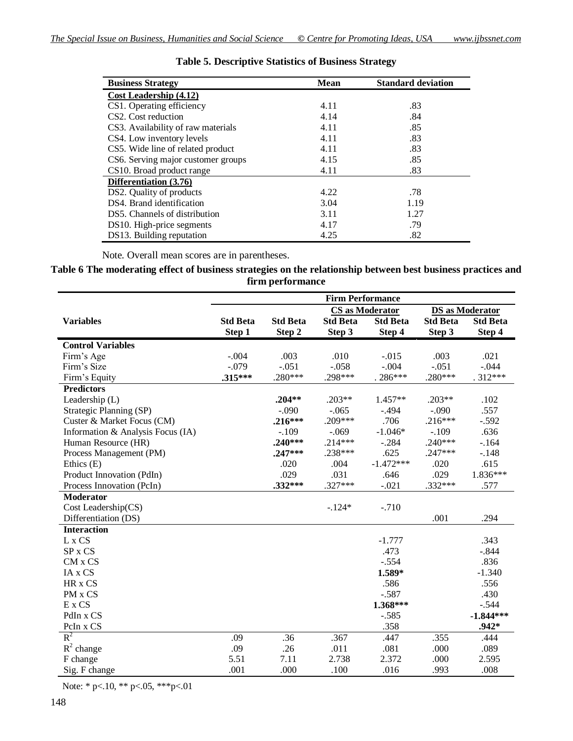**Table 5. Descriptive Statistics of Business Strategy**

| Business Strategy | Mean | Standard deviation |
|---|---|---|
| **Cost Leadership (4.12)** | | |
| CS1. Operating efficiency | 4.11 | .83 |
| CS2. Cost reduction | 4.14 | .84 |
| CS3. Availability of raw materials | 4.11 | .85 |
| CS4. Low inventory levels | 4.11 | .83 |
| CS5. Wide line of related product | 4.11 | .83 |
| CS6. Serving major customer groups | 4.15 | .85 |
| CS10. Broad product range | 4.11 | .83 |
| **Differentiation (3.76)** | | |
| DS2. Quality of products | 4.22 | .78 |
| DS4. Brand identification | 3.04 | 1.19 |
| DS5. Channels of distribution | 3.11 | 1.27 |
| DS10. High-price segments | 4.17 | .79 |
| DS13. Building reputation | 4.25 | .82 |

Note. Overall mean scores are in parentheses.

**Table 6 The moderating effect of business strategies on the relationship between best business practices and firm performance**

| | Firm Performance | | | | | |
|---|---|---|---|---|---|---|
| | | | CS as Moderator | | DS as Moderator | |
| **Variables** | **Std Beta Step 1** | **Std Beta Step 2** | **Std Beta Step 3** | **Std Beta Step 4** | **Std Beta Step 3** | **Std Beta Step 4** |
| **Control Variables** | | | | | | |
| Firm's Age | -.004 | .003 | .010 | -.015 | .003 | .021 |
| Firm's Size | -.079 | -.051 | -.058 | -.004 | -.051 | -.044 |
| Firm's Equity | **.315*** ** | .280*** | .298*** | . 286*** | .280*** | . 312*** |
| **Predictors** | | | | | | |
| Leadership (L) | | **.204** ** | .203** | 1.457** | .203** | .102 |
| Strategic Planning (SP) | | -.090 | -.065 | -.494 | -.090 | .557 |
| Custer & Market Focus (CM) | | **.216*** ** | .209*** | .706 | .216*** | -.592 |
| Information & Analysis Focus (IA) | | -.109 | -.069 | -1.046* | -.109 | .636 |
| Human Resource (HR) | | **.240*** ** | .214*** | -.284 | .240*** | -.164 |
| Process Management (PM) | | **.247*** ** | .238*** | .625 | .247*** | -.148 |
| Ethics (E) | | .020 | .004 | -1.472*** | .020 | .615 |
| Product Innovation (PdIn) | | .029 | .031 | .646 | .029 | 1.836*** |
| Process Innovation (PcIn) | | **.332*** ** | .327*** | -.021 | .332*** | .577 |
| **Moderator** | | | | | | |
| Cost Leadership(CS) | | | -.124* | -.710 | | |
| Differentiation (DS) | | | | | .001 | .294 |
| **Interaction** | | | | | | |
| L x CS | | | | -1.777 | | .343 |
| SP x CS | | | | .473 | | -.844 |
| CM x CS | | | | -.554 | | .836 |
| IA x CS | | | | **1.589*** | | -1.340 |
| HR x CS | | | | .586 | | .556 |
| PM x CS | | | | -.587 | | .430 |
| E x CS | | | | **1.368*** ** | | -.544 |
| PdIn x CS | | | | -.585 | | **-1.844*** ** |
| PcIn x CS | | | | .358 | | **.942*** |
| $R^2$ | .09 | .36 | .367 | .447 | .355 | .444 |
| $R^2$ change | .09 | .26 | .011 | .081 | .000 | .089 |
| F change | 5.51 | 7.11 | 2.738 | 2.372 | .000 | 2.595 |
| Sig. F change | .001 | .000 | .100 | .016 | .993 | .008 |

Note: * p<.10, ** p<.05, ***p<.01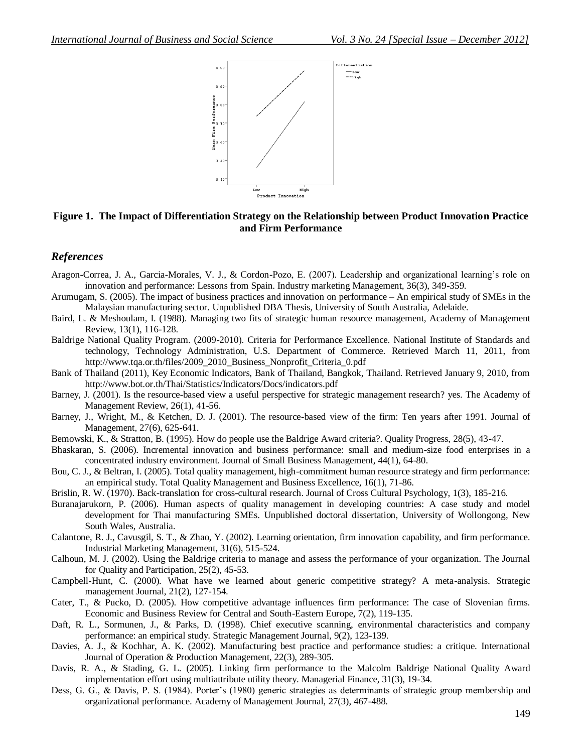4.00

3.90

3.80

3.70

3.60

3.50

3.40

Mean Firm Performance

Low

High

Product Innovation

Differentiation

Low

High

**Figure 1. The Impact of Differentiation Strategy on the Relationship between Product Innovation Practice and Firm Performance**

## *References*

Aragon-Correa, J. A., Garcia-Morales, V. J., & Cordon-Pozo, E. (2007). Leadership and organizational learning's role on innovation and performance: Lessons from Spain. Industry marketing Management, 36(3), 349-359.

Arumugam, S. (2005). The impact of business practices and innovation on performance – An empirical study of SMEs in the Malaysian manufacturing sector. Unpublished DBA Thesis, University of South Australia, Adelaide.

Baird, L. & Meshoulam, I. (1988). Managing two fits of strategic human resource management, Academy of Management Review, 13(1), 116-128.

Baldrige National Quality Program. (2009-2010). Criteria for Performance Excellence. National Institute of Standards and technology, Technology Administration, U.S. Department of Commerce. Retrieved March 11, 2011, from http://www.tqa.or.th/files/2009_2010_Business_Nonprofit_Criteria_0.pdf

Bank of Thailand (2011), Key Economic Indicators, Bank of Thailand, Bangkok, Thailand. Retrieved January 9, 2010, from http://www.bot.or.th/Thai/Statistics/Indicators/Docs/indicators.pdf

Barney, J. (2001). Is the resource-based view a useful perspective for strategic management research? yes. The Academy of Management Review, 26(1), 41-56.

Barney, J., Wright, M., & Ketchen, D. J. (2001). The resource-based view of the firm: Ten years after 1991. Journal of Management, 27(6), 625-641.

Bemowski, K., & Stratton, B. (1995). How do people use the Baldrige Award criteria?. Quality Progress, 28(5), 43-47.

Bhaskaran, S. (2006). Incremental innovation and business performance: small and medium-size food enterprises in a concentrated industry environment. Journal of Small Business Management, 44(1), 64-80.

Bou, C. J., & Beltran, I. (2005). Total quality management, high-commitment human resource strategy and firm performance: an empirical study. Total Quality Management and Business Excellence, 16(1), 71-86.

Brislin, R. W. (1970). Back-translation for cross-cultural research. Journal of Cross Cultural Psychology, 1(3), 185-216.

Buranajarukorn, P. (2006). Human aspects of quality management in developing countries: A case study and model development for Thai manufacturing SMEs. Unpublished doctoral dissertation, University of Wollongong, New South Wales, Australia.

Calantone, R. J., Cavusgil, S. T., & Zhao, Y. (2002). Learning orientation, firm innovation capability, and firm performance. Industrial Marketing Management, 31(6), 515-524.

Calhoun, M. J. (2002). Using the Baldrige criteria to manage and assess the performance of your organization. The Journal for Quality and Participation, 25(2), 45-53.

Campbell-Hunt, C. (2000). What have we learned about generic competitive strategy? A meta-analysis. Strategic management Journal, 21(2), 127-154.

Cater, T., & Pucko, D. (2005). How competitive advantage influences firm performance: The case of Slovenian firms. Economic and Business Review for Central and South-Eastern Europe, 7(2), 119-135.

Daft, R. L., Sormunen, J., & Parks, D. (1998). Chief executive scanning, environmental characteristics and company performance: an empirical study. Strategic Management Journal, 9(2), 123-139.

Davies, A. J., & Kochhar, A. K. (2002). Manufacturing best practice and performance studies: a critique. International Journal of Operation & Production Management, 22(3), 289-305.

Davis, R. A., & Stading, G. L. (2005). Linking firm performance to the Malcolm Baldrige National Quality Award implementation effort using multiattribute utility theory. Managerial Finance, 31(3), 19-34.

Dess, G. G., & Davis, P. S. (1984). Porter's (1980) generic strategies as determinants of strategic group membership and organizational performance. Academy of Management Journal, 27(3), 467-488.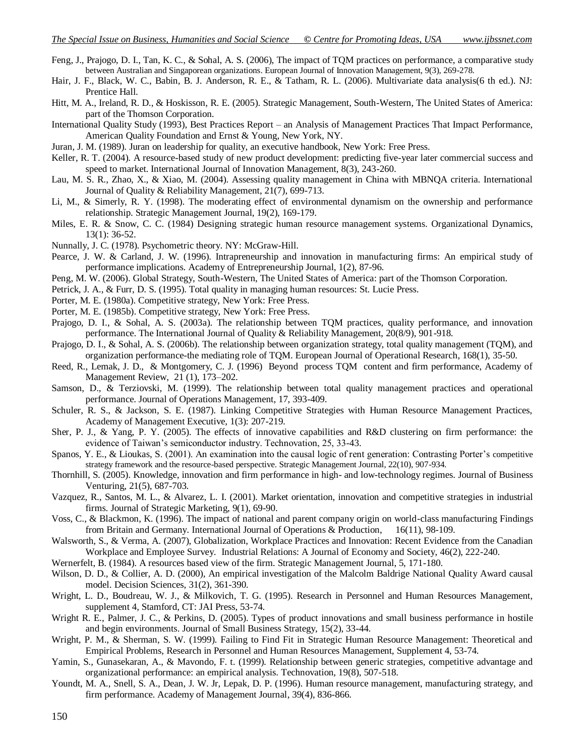Feng, J., Prajogo, D. I., Tan, K. C., & Sohal, A. S. (2006), The impact of TQM practices on performance, a comparative study between Australian and Singaporean organizations. European Journal of Innovation Management, 9(3), 269-278.

Hair, J. F., Black, W. C., Babin, B. J. Anderson, R. E., & Tatham, R. L. (2006). Multivariate data analysis(6 th ed.). NJ: Prentice Hall.

Hitt, M. A., Ireland, R. D., & Hoskisson, R. E. (2005). Strategic Management, South-Western, The United States of America: part of the Thomson Corporation.

International Quality Study (1993), Best Practices Report – an Analysis of Management Practices That Impact Performance, American Quality Foundation and Ernst & Young, New York, NY.

Juran, J. M. (1989). Juran on leadership for quality, an executive handbook, New York: Free Press.

Keller, R. T. (2004). A resource-based study of new product development: predicting five-year later commercial success and speed to market. International Journal of Innovation Management, 8(3), 243-260.

Lau, M. S. R., Zhao, X., & Xiao, M. (2004). Assessing quality management in China with MBNQA criteria. International Journal of Quality & Reliability Management, 21(7), 699-713.

Li, M., & Simerly, R. Y. (1998). The moderating effect of environmental dynamism on the ownership and performance relationship. Strategic Management Journal, 19(2), 169-179.

Miles, E. R. & Snow, C. C. (1984) Designing strategic human resource management systems. Organizational Dynamics, 13(1): 36-52.

Nunnally, J. C. (1978). Psychometric theory. NY: McGraw-Hill.

Pearce, J. W. & Carland, J. W. (1996). Intrapreneurship and innovation in manufacturing firms: An empirical study of performance implications. Academy of Entrepreneurship Journal, 1(2), 87-96.

Peng, M. W. (2006). Global Strategy, South-Western, The United States of America: part of the Thomson Corporation.

Petrick, J. A., & Furr, D. S. (1995). Total quality in managing human resources: St. Lucie Press.

Porter, M. E. (1980a). Competitive strategy, New York: Free Press.

Porter, M. E. (1985b). Competitive strategy, New York: Free Press.

Prajogo, D. I., & Sohal, A. S. (2003a). The relationship between TQM practices, quality performance, and innovation performance. The International Journal of Quality & Reliability Management, 20(8/9), 901-918.

Prajogo, D. I., & Sohal, A. S. (2006b). The relationship between organization strategy, total quality management (TQM), and organization performance-the mediating role of TQM. European Journal of Operational Research, 168(1), 35-50.

Reed, R., Lemak, J. D., & Montgomery, C. J. (1996) Beyond process TQM content and firm performance, Academy of Management Review, 21 (1), 173–202.

Samson, D., & Terziovski, M. (1999). The relationship between total quality management practices and operational performance. Journal of Operations Management, 17, 393-409.

Schuler, R. S., & Jackson, S. E. (1987). Linking Competitive Strategies with Human Resource Management Practices, Academy of Management Executive, 1(3): 207-219.

Sher, P. J., & Yang, P. Y. (2005). The effects of innovative capabilities and R&D clustering on firm performance: the evidence of Taiwan's semiconductor industry. Technovation, 25, 33-43.

Spanos, Y. E., & Lioukas, S. (2001). An examination into the causal logic of rent generation: Contrasting Porter's competitive strategy framework and the resource-based perspective. Strategic Management Journal, 22(10), 907-934.

Thornhill, S. (2005). Knowledge, innovation and firm performance in high- and low-technology regimes. Journal of Business Venturing, 21(5), 687-703.

Vazquez, R., Santos, M. L., & Alvarez, L. I. (2001). Market orientation, innovation and competitive strategies in industrial firms. Journal of Strategic Marketing, 9(1), 69-90.

Voss, C., & Blackmon, K. (1996). The impact of national and parent company origin on world-class manufacturing Findings from Britain and Germany. International Journal of Operations & Production, 16(11), 98-109.

Walsworth, S., & Verma, A. (2007), Globalization, Workplace Practices and Innovation: Recent Evidence from the Canadian Workplace and Employee Survey. Industrial Relations: A Journal of Economy and Society, 46(2), 222-240.

Wernerfelt, B. (1984). A resources based view of the firm. Strategic Management Journal, 5, 171-180.

Wilson, D. D., & Collier, A. D. (2000), An empirical investigation of the Malcolm Baldrige National Quality Award causal model. Decision Sciences, 31(2), 361-390.

Wright, L. D., Boudreau, W. J., & Milkovich, T. G. (1995). Research in Personnel and Human Resources Management, supplement 4, Stamford, CT: JAI Press, 53-74.

Wright R. E., Palmer, J. C., & Perkins, D. (2005). Types of product innovations and small business performance in hostile and begin environments. Journal of Small Business Strategy, 15(2), 33-44.

Wright, P. M., & Sherman, S. W. (1999). Failing to Find Fit in Strategic Human Resource Management: Theoretical and Empirical Problems, Research in Personnel and Human Resources Management, Supplement 4, 53-74.

Yamin, S., Gunasekaran, A., & Mavondo, F. t. (1999). Relationship between generic strategies, competitive advantage and organizational performance: an empirical analysis. Technovation, 19(8), 507-518.

Youndt, M. A., Snell, S. A., Dean, J. W. Jr, Lepak, D. P. (1996). Human resource management, manufacturing strategy, and firm performance. Academy of Management Journal, 39(4), 836-866.